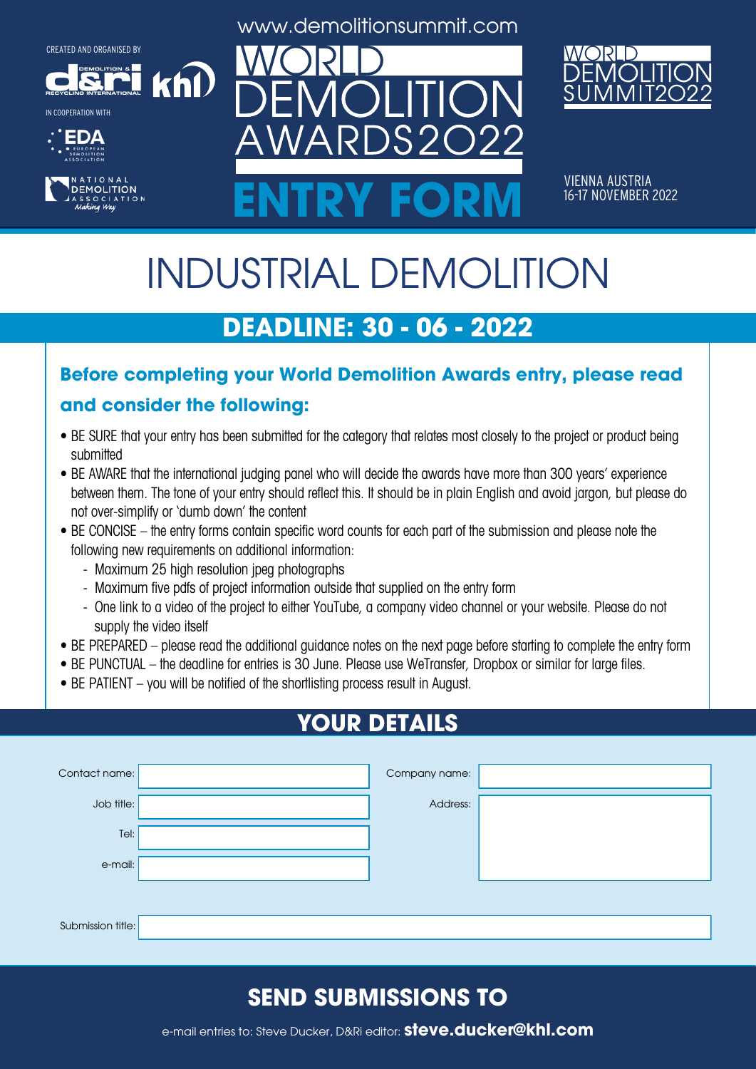CREATED AND ORGANISED BY

IN COOPERATION WITH

www.demolitionsummit.com

# WORLD DEMOLITION AWARDS2022

# ENTRY FORM

WORLD DEMOLITION SUMMIT2022

VIENNA AUSTRIA
16-17 NOVEMBER 2022

# INDUSTRIAL DEMOLITION

## DEADLINE: 30 - 06 - 2022

### Before completing your World Demolition Awards entry, please read and consider the following:

- BE SURE that your entry has been submitted for the category that relates most closely to the project or product being submitted
- BE AWARE that the international judging panel who will decide the awards have more than 300 years' experience between them. The tone of your entry should reflect this. It should be in plain English and avoid jargon, but please do not over-simplify or 'dumb down' the content
- BE CONCISE – the entry forms contain specific word counts for each part of the submission and please note the following new requirements on additional information:
  - Maximum 25 high resolution jpeg photographs
  - Maximum five pdfs of project information outside that supplied on the entry form
  - One link to a video of the project to either YouTube, a company video channel or your website. Please do not supply the video itself
- BE PREPARED – please read the additional guidance notes on the next page before starting to complete the entry form
- BE PUNCTUAL – the deadline for entries is 30 June. Please use WeTransfer, Dropbox or similar for large files.
- BE PATIENT – you will be notified of the shortlisting process result in August.

## YOUR DETAILS

Contact name:

Job title:

Tel:

e-mail:

Company name:

Address:

Submission title:

## SEND SUBMISSIONS TO

e-mail entries to: Steve Ducker, D&Ri editor: **steve.ducker@khl.com**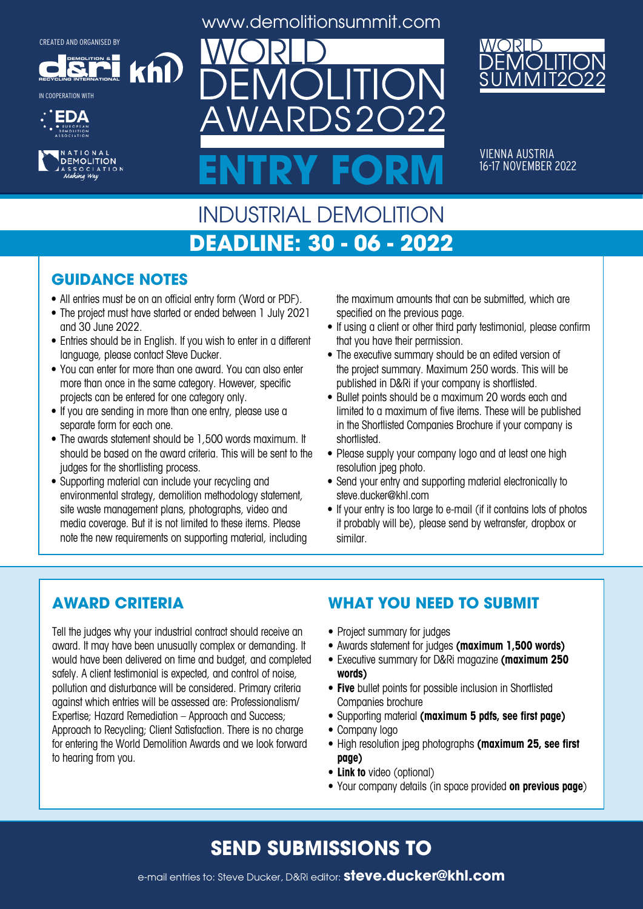CREATED AND ORGANISED BY

IN COOPERATION WITH

www.demolitionsummit.com

# WORLD DEMOLITION AWARDS2022

# ENTRY FORM

WORLD DEMOLITION SUMMIT2022

VIENNA AUSTRIA
16-17 NOVEMBER 2022

## INDUSTRIAL DEMOLITION

## DEADLINE: 30 - 06 - 2022

### GUIDANCE NOTES

- All entries must be on an official entry form (Word or PDF).
- The project must have started or ended between 1 July 2021 and 30 June 2022.
- Entries should be in English. If you wish to enter in a different language, please contact Steve Ducker.
- You can enter for more than one award. You can also enter more than once in the same category. However, specific projects can be entered for one category only.
- If you are sending in more than one entry, please use a separate form for each one.
- The awards statement should be 1,500 words maximum. It should be based on the award criteria. This will be sent to the judges for the shortlisting process.
- Supporting material can include your recycling and environmental strategy, demolition methodology statement, site waste management plans, photographs, video and media coverage. But it is not limited to these items. Please note the new requirements on supporting material, including the maximum amounts that can be submitted, which are specified on the previous page.
- If using a client or other third party testimonial, please confirm that you have their permission.
- The executive summary should be an edited version of the project summary. Maximum 250 words. This will be published in D&Ri if your company is shortlisted.
- Bullet points should be a maximum 20 words each and limited to a maximum of five items. These will be published in the Shortlisted Companies Brochure if your company is shortlisted.
- Please supply your company logo and at least one high resolution jpeg photo.
- Send your entry and supporting material electronically to steve.ducker@khl.com
- If your entry is too large to e-mail (if it contains lots of photos it probably will be), please send by wetransfer, dropbox or similar.

### AWARD CRITERIA

Tell the judges why your industrial contract should receive an award. It may have been unusually complex or demanding. It would have been delivered on time and budget, and completed safely. A client testimonial is expected, and control of noise, pollution and disturbance will be considered. Primary criteria against which entries will be assessed are: Professionalism/ Expertise; Hazard Remediation – Approach and Success; Approach to Recycling; Client Satisfaction. There is no charge for entering the World Demolition Awards and we look forward to hearing from you.

### WHAT YOU NEED TO SUBMIT

- Project summary for judges
- Awards statement for judges **(maximum 1,500 words)**
- Executive summary for D&Ri magazine **(maximum 250 words)**
- **Five** bullet points for possible inclusion in Shortlisted Companies brochure
- Supporting material **(maximum 5 pdfs, see first page)**
- Company logo
- High resolution jpeg photographs **(maximum 25, see first page)**
- **Link to** video (optional)
- Your company details (in space provided **on previous page**)

## SEND SUBMISSIONS TO

e-mail entries to: Steve Ducker, D&Ri editor: **steve.ducker@khl.com**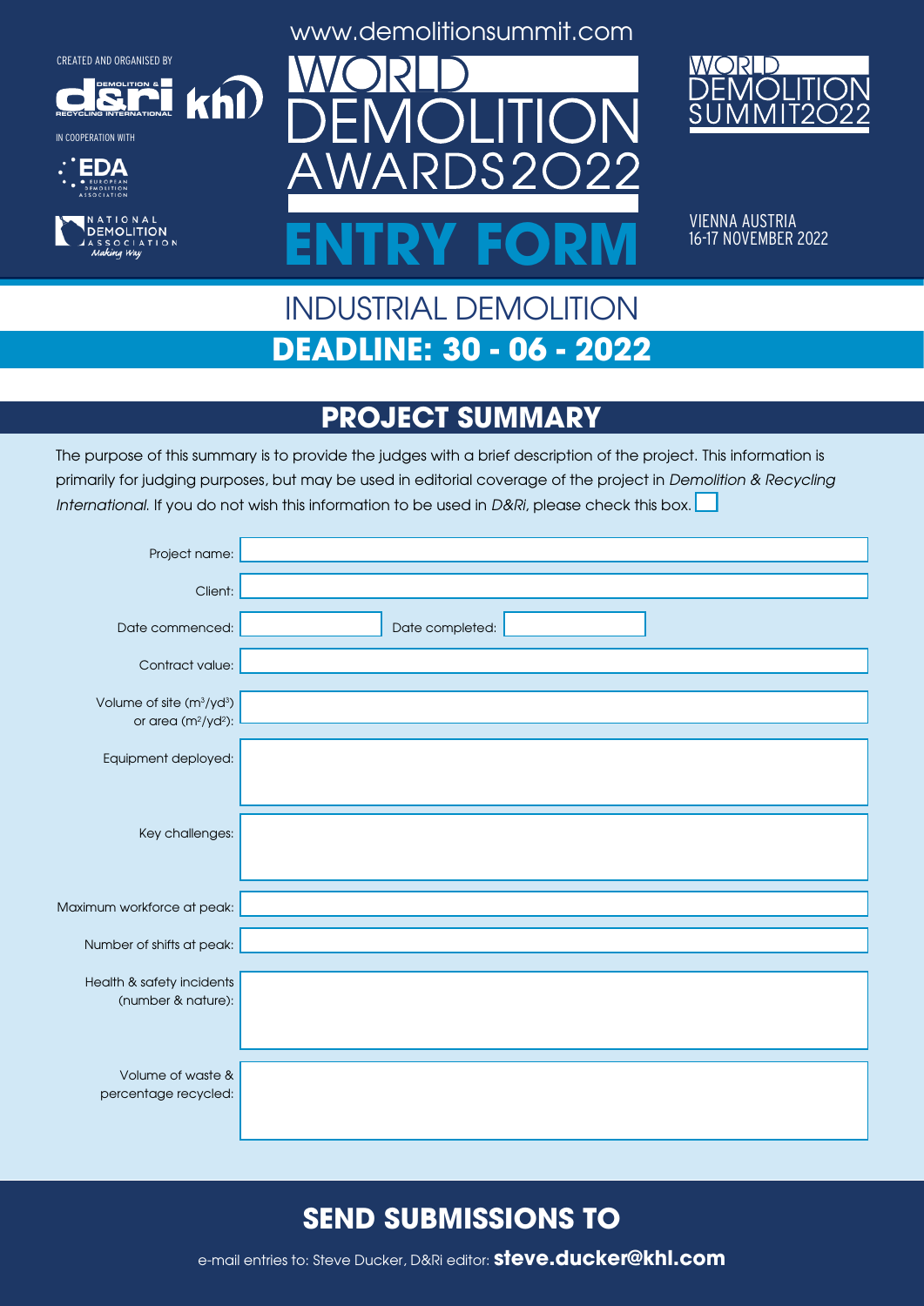CREATED AND ORGANISED BY

IN COOPERATION WITH

www.demolitionsummit.com

# WORLD DEMOLITION AWARDS2022

# ENTRY FORM

WORLD DEMOLITION SUMMIT2022

VIENNA AUSTRIA
16-17 NOVEMBER 2022

## INDUSTRIAL DEMOLITION

## DEADLINE: 30 - 06 - 2022

## PROJECT SUMMARY

The purpose of this summary is to provide the judges with a brief description of the project. This information is primarily for judging purposes, but may be used in editorial coverage of the project in *Demolition & Recycling International.* If you do not wish this information to be used in *D&Ri*, please check this box. ☐

Project name:

Client:

Date commenced: Date completed:

Contract value:

Volume of site ($m^3$/$yd^3$) or area ($m^2$/$yd^2$):

Equipment deployed:

Key challenges:

Maximum workforce at peak:

Number of shifts at peak:

Health & safety incidents (number & nature):

Volume of waste & percentage recycled:

## SEND SUBMISSIONS TO

e-mail entries to: Steve Ducker, D&Ri editor: **steve.ducker@khl.com**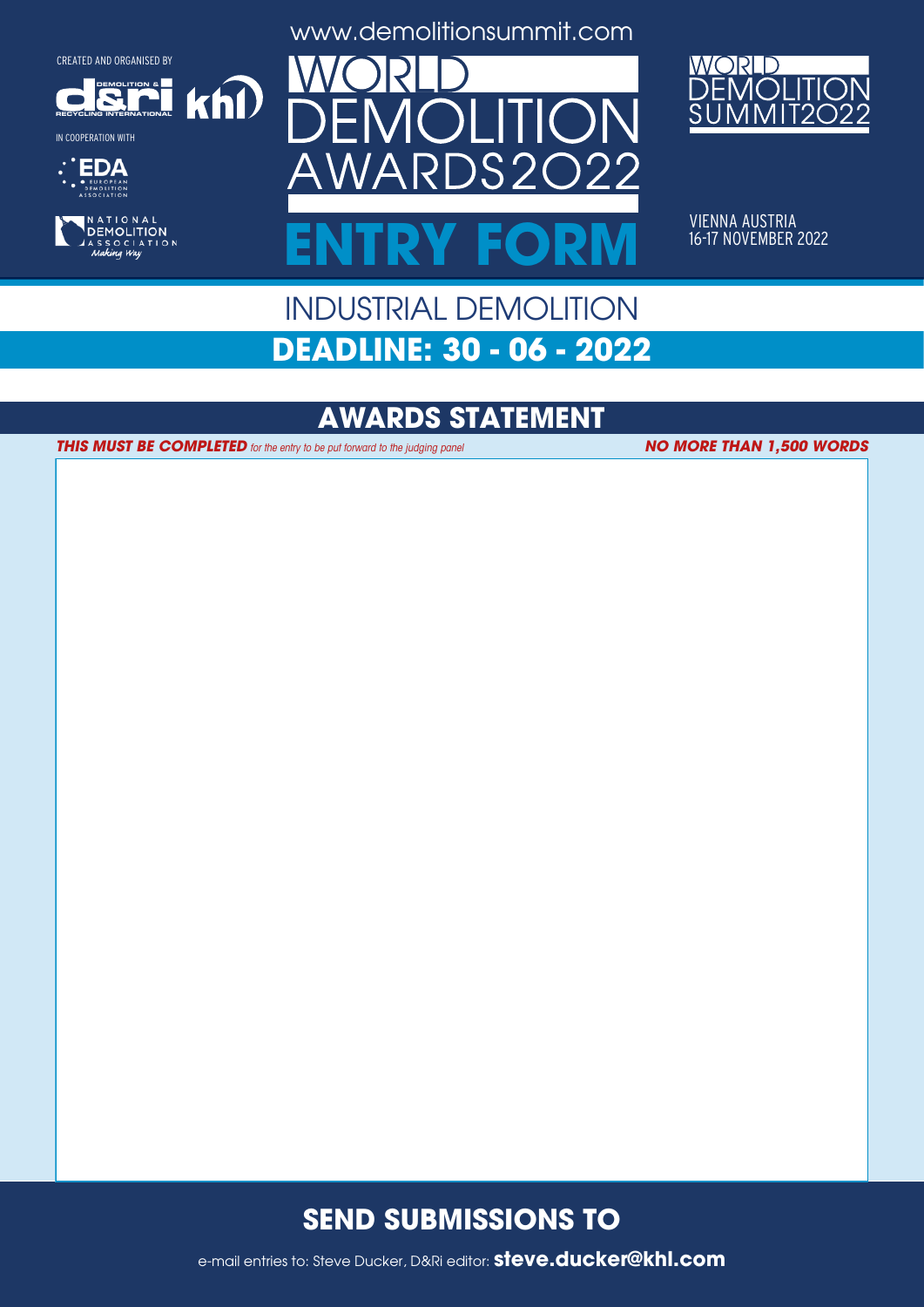CREATED AND ORGANISED BY

DEMOLITION & RECYCLING INTERNATIONAL

khl

IN COOPERATION WITH

EDA EUROPEAN DEMOLITION ASSOCIATION

NATIONAL DEMOLITION ASSOCIATION *Making Way*

www.demolitionsummit.com

# WORLD DEMOLITION AWARDS2022

# ENTRY FORM

WORLD DEMOLITION SUMMIT2022

VIENNA AUSTRIA
16-17 NOVEMBER 2022

## INDUSTRIAL DEMOLITION

## DEADLINE: 30 - 06 - 2022

## AWARDS STATEMENT

***THIS MUST BE COMPLETED*** *for the entry to be put forward to the judging panel* ***NO MORE THAN 1,500 WORDS***

## SEND SUBMISSIONS TO

e-mail entries to: Steve Ducker, D&Ri editor: **steve.ducker@khl.com**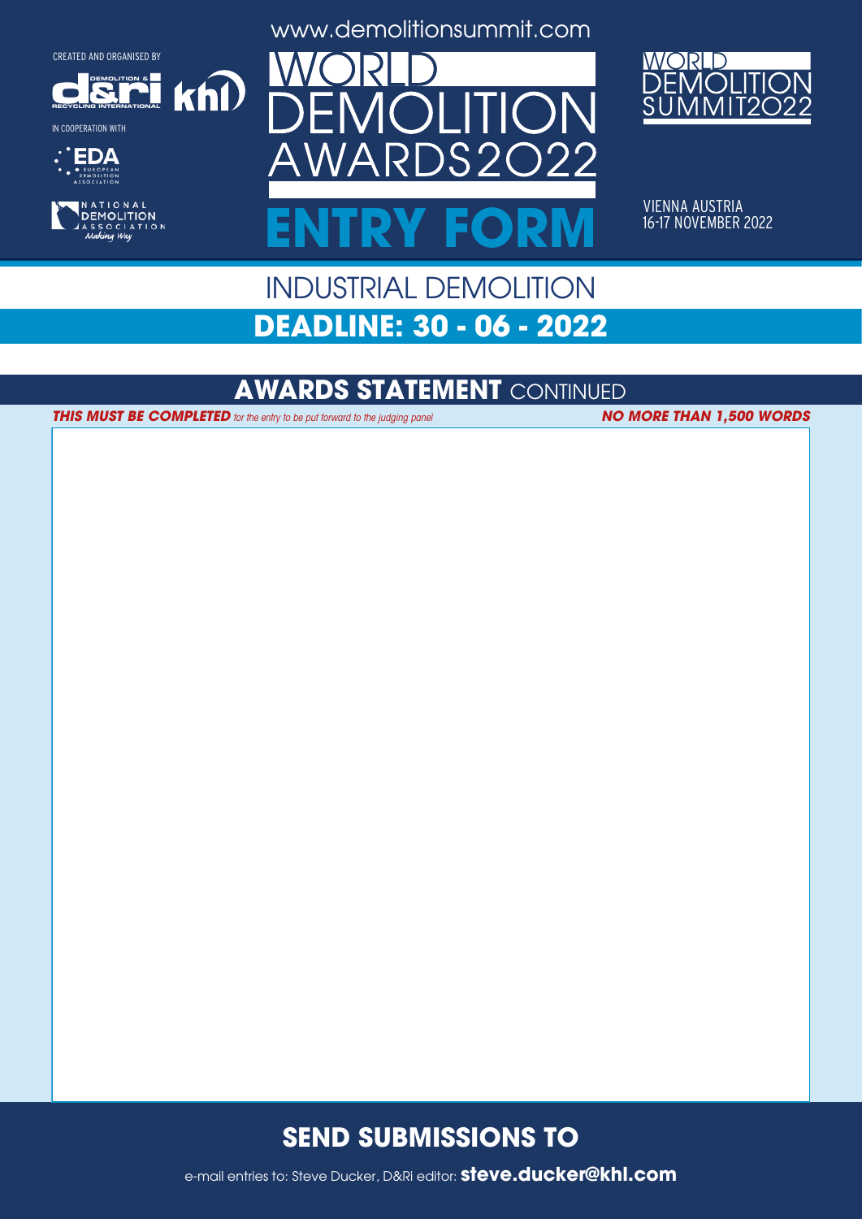CREATED AND ORGANISED BY

IN COOPERATION WITH

www.demolitionsummit.com

# WORLD DEMOLITION AWARDS2022

# ENTRY FORM

WORLD DEMOLITION SUMMIT2022

VIENNA AUSTRIA
16-17 NOVEMBER 2022

## INDUSTRIAL DEMOLITION

## DEADLINE: 30 - 06 - 2022

## AWARDS STATEMENT CONTINUED

***THIS MUST BE COMPLETED*** *for the entry to be put forward to the judging panel* ***NO MORE THAN 1,500 WORDS***

## SEND SUBMISSIONS TO

e-mail entries to: Steve Ducker, D&Ri editor: **steve.ducker@khl.com**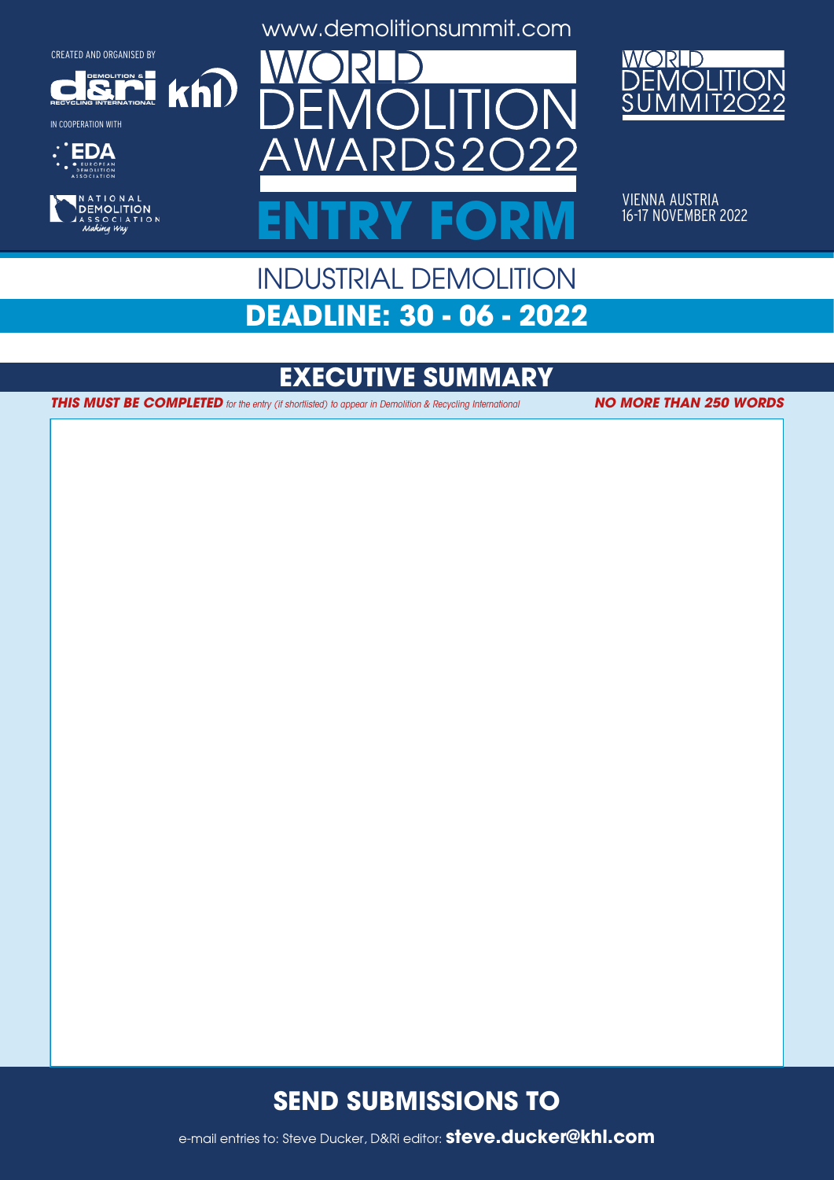CREATED AND ORGANISED BY

IN COOPERATION WITH

www.demolitionsummit.com

# WORLD DEMOLITION AWARDS2022

# ENTRY FORM

WORLD DEMOLITION SUMMIT2022

VIENNA AUSTRIA
16-17 NOVEMBER 2022

## INDUSTRIAL DEMOLITION

## DEADLINE: 30 - 06 - 2022

## EXECUTIVE SUMMARY

***THIS MUST BE COMPLETED*** *for the entry (if shortlisted) to appear in Demolition & Recycling International* ***NO MORE THAN 250 WORDS***

## SEND SUBMISSIONS TO

e-mail entries to: Steve Ducker, D&Ri editor: **steve.ducker@khl.com**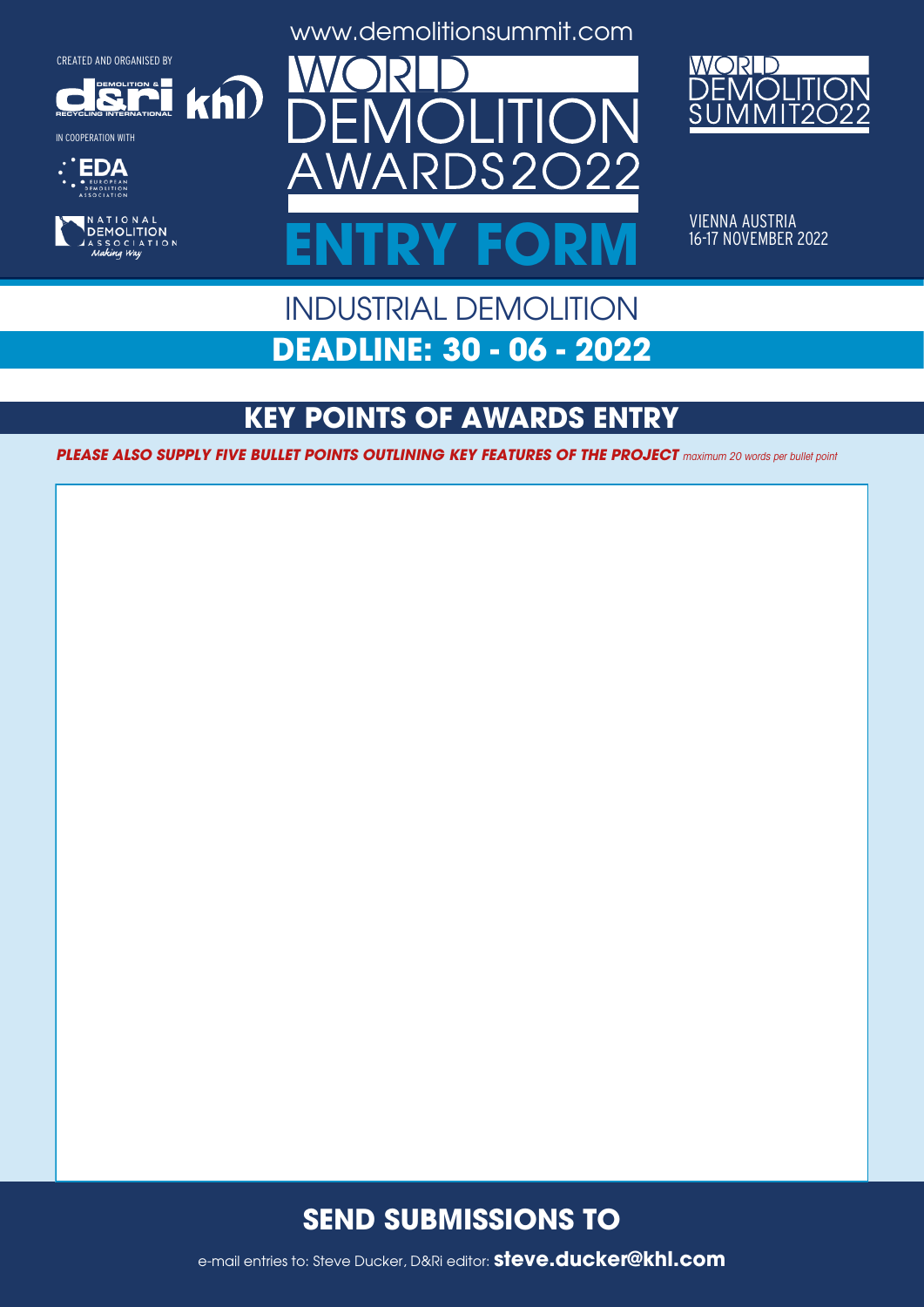CREATED AND ORGANISED BY

IN COOPERATION WITH

www.demolitionsummit.com

# WORLD DEMOLITION AWARDS2022

# ENTRY FORM

WORLD DEMOLITION SUMMIT2022

VIENNA AUSTRIA
16-17 NOVEMBER 2022

## INDUSTRIAL DEMOLITION

## DEADLINE: 30 - 06 - 2022

## KEY POINTS OF AWARDS ENTRY

***PLEASE ALSO SUPPLY FIVE BULLET POINTS OUTLINING KEY FEATURES OF THE PROJECT*** *maximum 20 words per bullet point*

## SEND SUBMISSIONS TO

e-mail entries to: Steve Ducker, D&Ri editor: **steve.ducker@khl.com**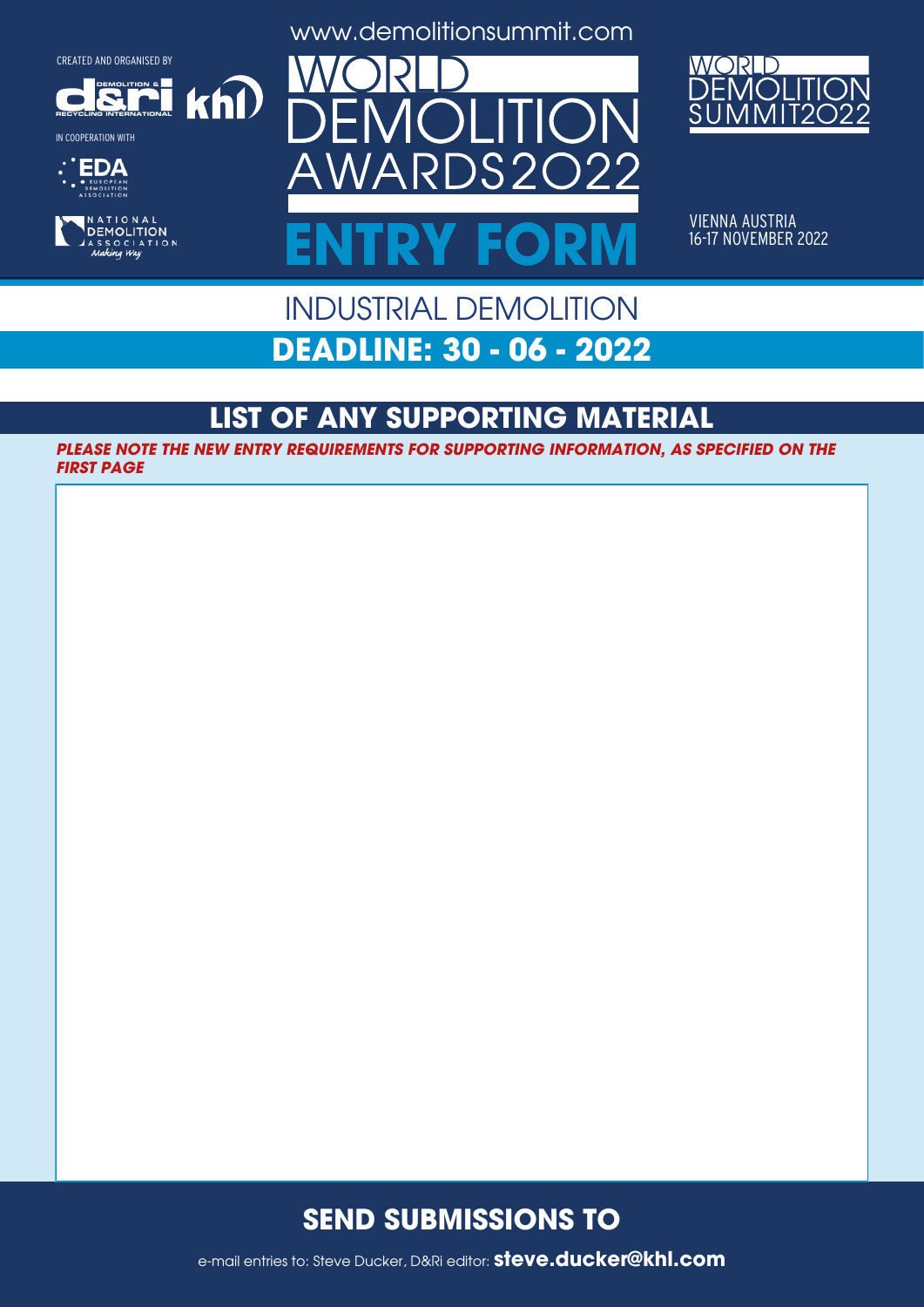CREATED AND ORGANISED BY

IN COOPERATION WITH

www.demolitionsummit.com

# WORLD DEMOLITION AWARDS2022

# ENTRY FORM

WORLD DEMOLITION SUMMIT2022

VIENNA AUSTRIA
16-17 NOVEMBER 2022

## INDUSTRIAL DEMOLITION

## DEADLINE: 30 - 06 - 2022

## LIST OF ANY SUPPORTING MATERIAL

***PLEASE NOTE THE NEW ENTRY REQUIREMENTS FOR SUPPORTING INFORMATION, AS SPECIFIED ON THE FIRST PAGE***

## SEND SUBMISSIONS TO

e-mail entries to: Steve Ducker, D&Ri editor: **steve.ducker@khl.com**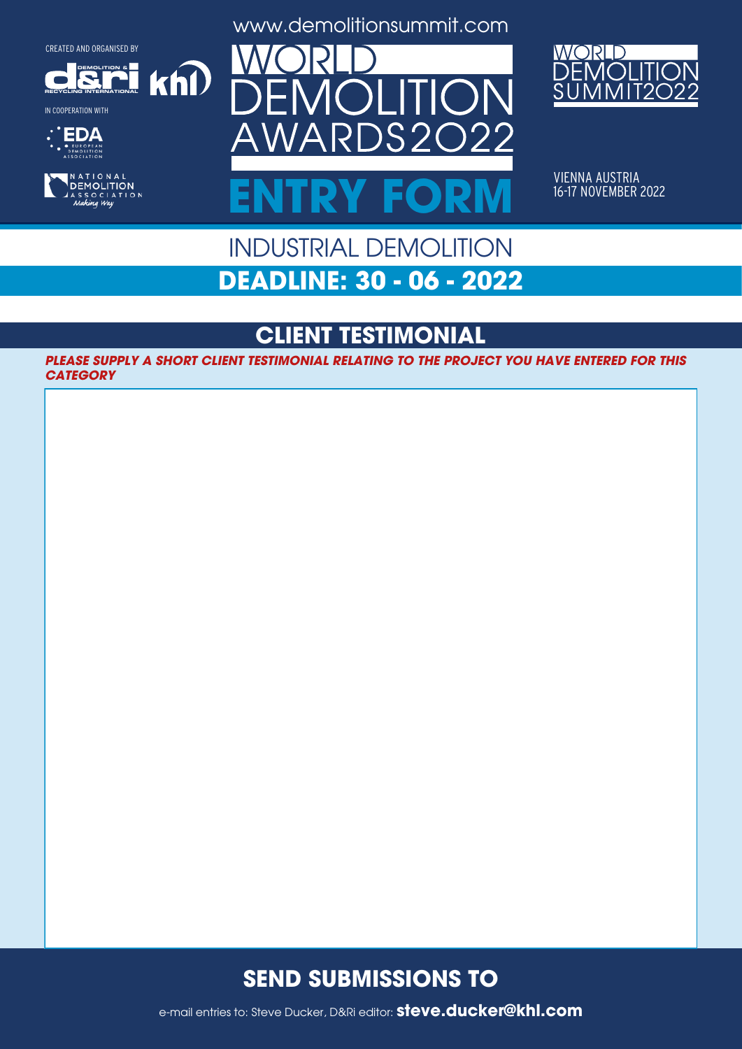CREATED AND ORGANISED BY

IN COOPERATION WITH

www.demolitionsummit.com

# WORLD DEMOLITION AWARDS2022

# ENTRY FORM

WORLD DEMOLITION SUMMIT2022

VIENNA AUSTRIA
16-17 NOVEMBER 2022

## INDUSTRIAL DEMOLITION

## DEADLINE: 30 - 06 - 2022

## CLIENT TESTIMONIAL

***PLEASE SUPPLY A SHORT CLIENT TESTIMONIAL RELATING TO THE PROJECT YOU HAVE ENTERED FOR THIS CATEGORY***

## SEND SUBMISSIONS TO

e-mail entries to: Steve Ducker, D&Ri editor: **steve.ducker@khl.com**